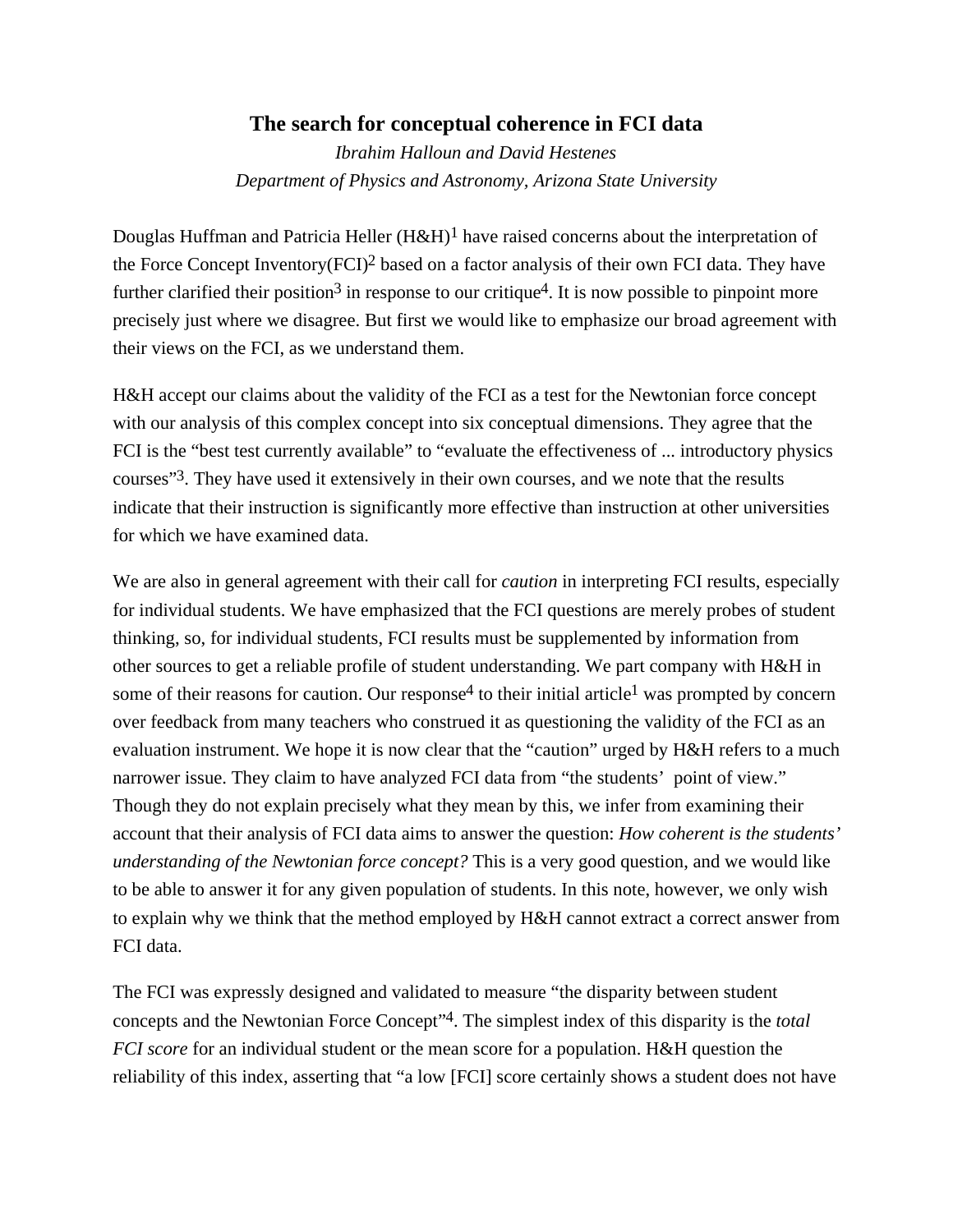# The search for conceptual coherence in FCI data

*Ibrahim Halloun and David Hestenes*

*Department of Physics and Astronomy, Arizona State University*

Douglas Huffman and Patricia Heller (H&H)[1] have raised concerns about the interpretation of the Force Concept Inventory(FCI)[2] based on a factor analysis of their own FCI data. They have further clarified their position[3] in response to our critique[4]. It is now possible to pinpoint more precisely just where we disagree. But first we would like to emphasize our broad agreement with their views on the FCI, as we understand them.

H&H accept our claims about the validity of the FCI as a test for the Newtonian force concept with our analysis of this complex concept into six conceptual dimensions. They agree that the FCI is the "best test currently available" to "evaluate the effectiveness of ... introductory physics courses"[3]. They have used it extensively in their own courses, and we note that the results indicate that their instruction is significantly more effective than instruction at other universities for which we have examined data.

We are also in general agreement with their call for *caution* in interpreting FCI results, especially for individual students. We have emphasized that the FCI questions are merely probes of student thinking, so, for individual students, FCI results must be supplemented by information from other sources to get a reliable profile of student understanding. We part company with H&H in some of their reasons for caution. Our response[4] to their initial article[1] was prompted by concern over feedback from many teachers who construed it as questioning the validity of the FCI as an evaluation instrument. We hope it is now clear that the "caution" urged by H&H refers to a much narrower issue. They claim to have analyzed FCI data from "the students' point of view." Though they do not explain precisely what they mean by this, we infer from examining their account that their analysis of FCI data aims to answer the question: *How coherent is the students' understanding of the Newtonian force concept?* This is a very good question, and we would like to be able to answer it for any given population of students. In this note, however, we only wish to explain why we think that the method employed by H&H cannot extract a correct answer from FCI data.

The FCI was expressly designed and validated to measure "the disparity between student concepts and the Newtonian Force Concept"[4]. The simplest index of this disparity is the *total FCI score* for an individual student or the mean score for a population. H&H question the reliability of this index, asserting that "a low [FCI] score certainly shows a student does not have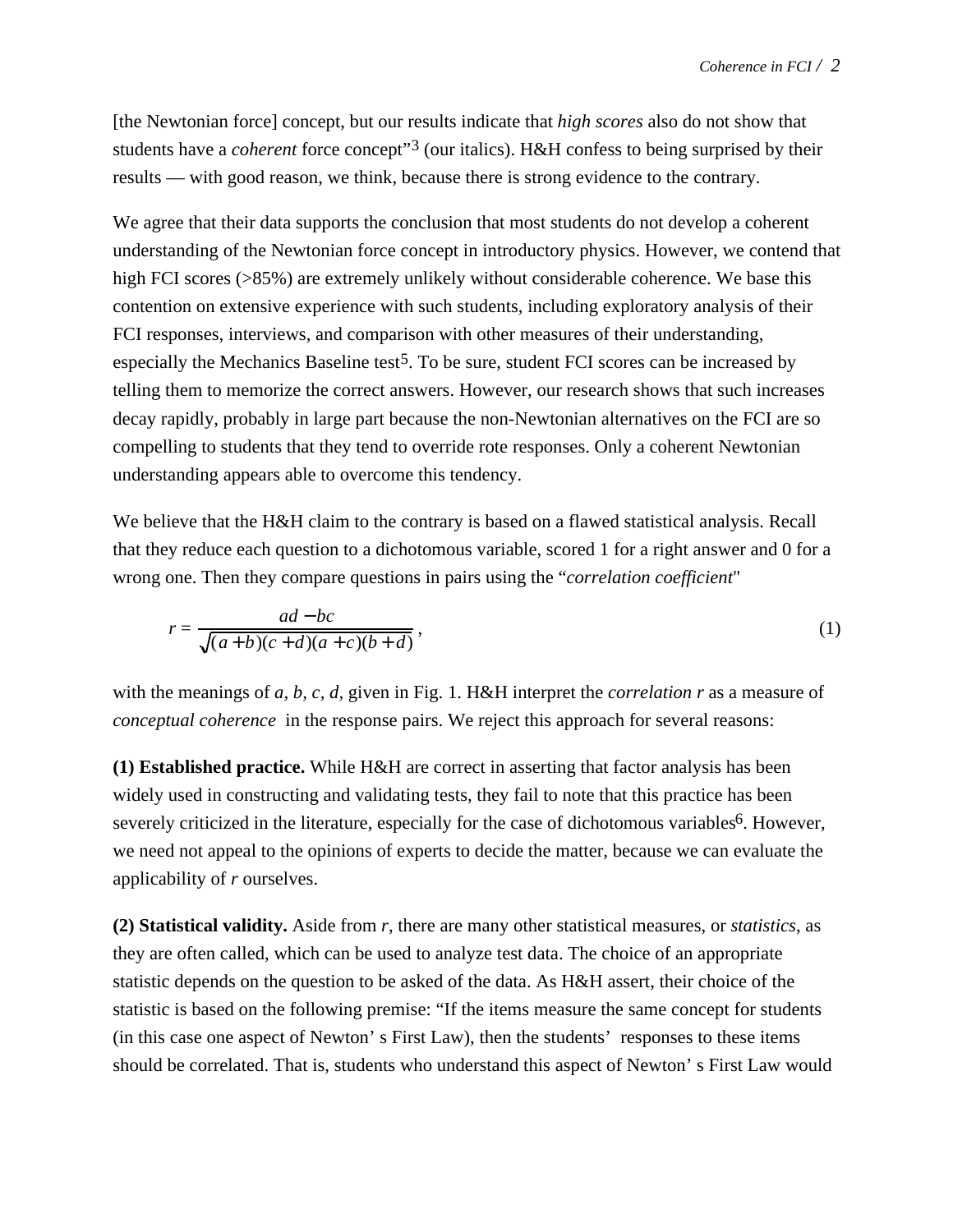[the Newtonian force] concept, but our results indicate that *high scores* also do not show that students have a *coherent* force concept"[3] (our italics). H&H confess to being surprised by their results — with good reason, we think, because there is strong evidence to the contrary.

We agree that their data supports the conclusion that most students do not develop a coherent understanding of the Newtonian force concept in introductory physics. However, we contend that high FCI scores (>85%) are extremely unlikely without considerable coherence. We base this contention on extensive experience with such students, including exploratory analysis of their FCI responses, interviews, and comparison with other measures of their understanding, especially the Mechanics Baseline test[5]. To be sure, student FCI scores can be increased by telling them to memorize the correct answers. However, our research shows that such increases decay rapidly, probably in large part because the non-Newtonian alternatives on the FCI are so compelling to students that they tend to override rote responses. Only a coherent Newtonian understanding appears able to overcome this tendency.

We believe that the H&H claim to the contrary is based on a flawed statistical analysis. Recall that they reduce each question to a dichotomous variable, scored 1 for a right answer and 0 for a wrong one. Then they compare questions in pairs using the "*correlation coefficient*"

$$r = \frac{ad - bc}{\sqrt{(a+b)(c+d)(a+c)(b+d)}}\,, \tag{1}$$

with the meanings of $a$, $b$, $c$, $d$, given in Fig. 1. H&H interpret the *correlation* $r$ as a measure of *conceptual coherence* in the response pairs. We reject this approach for several reasons:

**(1) Established practice.** While H&H are correct in asserting that factor analysis has been widely used in constructing and validating tests, they fail to note that this practice has been severely criticized in the literature, especially for the case of dichotomous variables[6]. However, we need not appeal to the opinions of experts to decide the matter, because we can evaluate the applicability of $r$ ourselves.

**(2) Statistical validity.** Aside from $r$, there are many other statistical measures, or *statistics*, as they are often called, which can be used to analyze test data. The choice of an appropriate statistic depends on the question to be asked of the data. As H&H assert, their choice of the statistic is based on the following premise: "If the items measure the same concept for students (in this case one aspect of Newton's First Law), then the students' responses to these items should be correlated. That is, students who understand this aspect of Newton's First Law would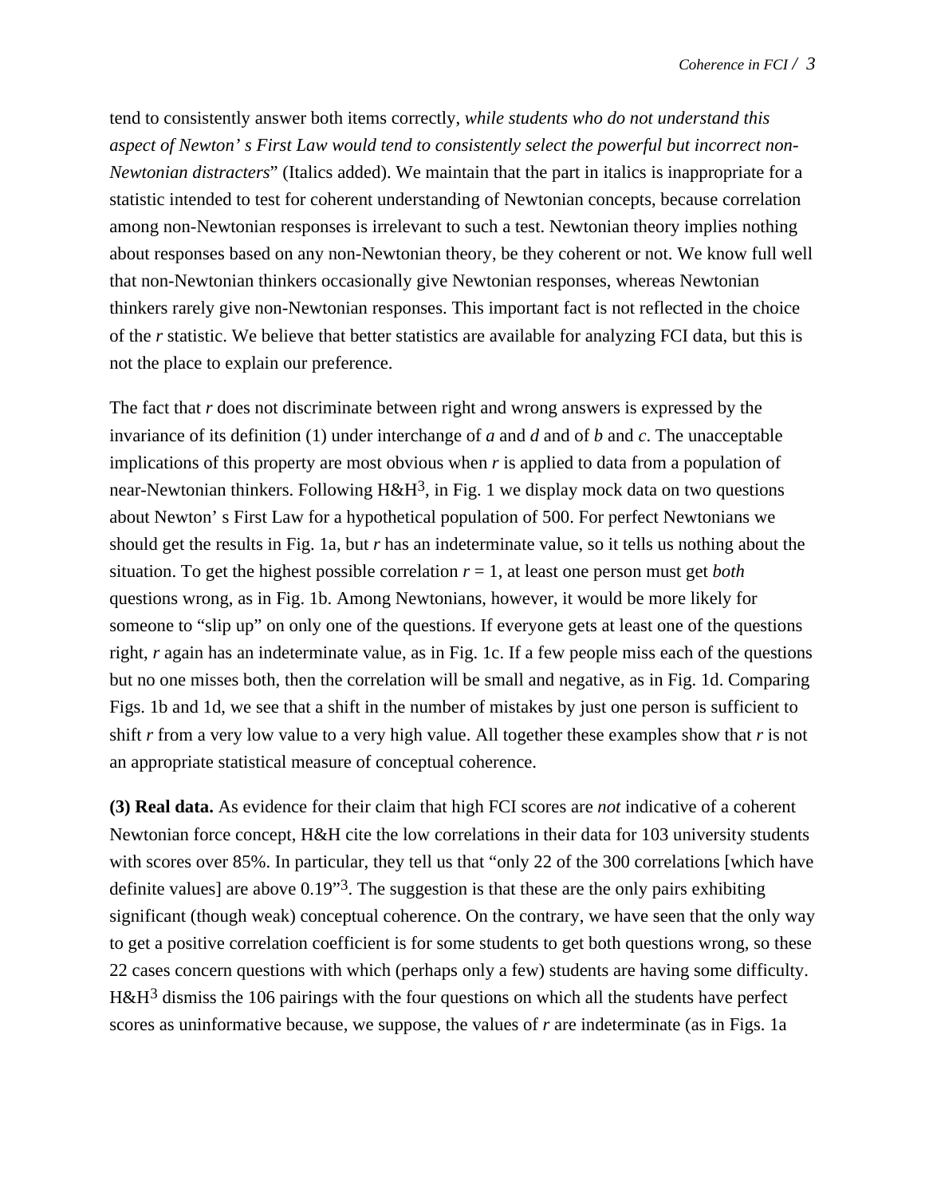tend to consistently answer both items correctly, *while students who do not understand this aspect of Newton' s First Law would tend to consistently select the powerful but incorrect non-Newtonian distracters*" (Italics added). We maintain that the part in italics is inappropriate for a statistic intended to test for coherent understanding of Newtonian concepts, because correlation among non-Newtonian responses is irrelevant to such a test. Newtonian theory implies nothing about responses based on any non-Newtonian theory, be they coherent or not. We know full well that non-Newtonian thinkers occasionally give Newtonian responses, whereas Newtonian thinkers rarely give non-Newtonian responses. This important fact is not reflected in the choice of the $r$ statistic. We believe that better statistics are available for analyzing FCI data, but this is not the place to explain our preference.

The fact that $r$ does not discriminate between right and wrong answers is expressed by the invariance of its definition (1) under interchange of $a$ and $d$ and of $b$ and $c$. The unacceptable implications of this property are most obvious when $r$ is applied to data from a population of near-Newtonian thinkers. Following H&H[3], in Fig. 1 we display mock data on two questions about Newton' s First Law for a hypothetical population of 500. For perfect Newtonians we should get the results in Fig. 1a, but $r$ has an indeterminate value, so it tells us nothing about the situation. To get the highest possible correlation $r = 1$, at least one person must get *both* questions wrong, as in Fig. 1b. Among Newtonians, however, it would be more likely for someone to "slip up" on only one of the questions. If everyone gets at least one of the questions right, $r$ again has an indeterminate value, as in Fig. 1c. If a few people miss each of the questions but no one misses both, then the correlation will be small and negative, as in Fig. 1d. Comparing Figs. 1b and 1d, we see that a shift in the number of mistakes by just one person is sufficient to shift $r$ from a very low value to a very high value. All together these examples show that $r$ is not an appropriate statistical measure of conceptual coherence.

**(3) Real data.** As evidence for their claim that high FCI scores are *not* indicative of a coherent Newtonian force concept, H&H cite the low correlations in their data for 103 university students with scores over 85%. In particular, they tell us that "only 22 of the 300 correlations [which have definite values] are above 0.19"[3]. The suggestion is that these are the only pairs exhibiting significant (though weak) conceptual coherence. On the contrary, we have seen that the only way to get a positive correlation coefficient is for some students to get both questions wrong, so these 22 cases concern questions with which (perhaps only a few) students are having some difficulty. H&H[3] dismiss the 106 pairings with the four questions on which all the students have perfect scores as uninformative because, we suppose, the values of $r$ are indeterminate (as in Figs. 1a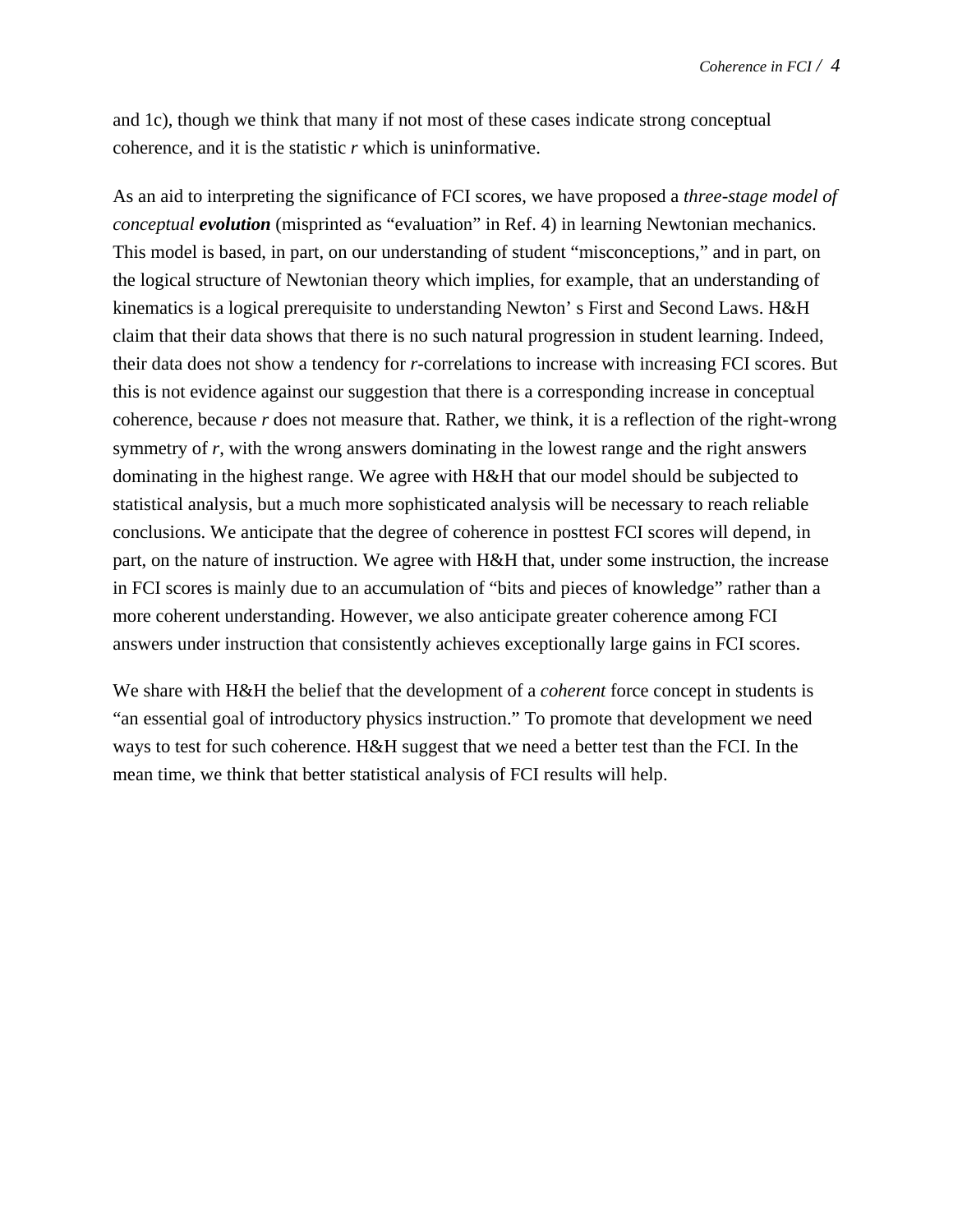and 1c), though we think that many if not most of these cases indicate strong conceptual coherence, and it is the statistic *r* which is uninformative.

As an aid to interpreting the significance of FCI scores, we have proposed a *three-stage model of conceptual **evolution*** (misprinted as "evaluation" in Ref. 4) in learning Newtonian mechanics. This model is based, in part, on our understanding of student "misconceptions," and in part, on the logical structure of Newtonian theory which implies, for example, that an understanding of kinematics is a logical prerequisite to understanding Newton' s First and Second Laws. H&H claim that their data shows that there is no such natural progression in student learning. Indeed, their data does not show a tendency for *r*-correlations to increase with increasing FCI scores. But this is not evidence against our suggestion that there is a corresponding increase in conceptual coherence, because *r* does not measure that. Rather, we think, it is a reflection of the right-wrong symmetry of *r*, with the wrong answers dominating in the lowest range and the right answers dominating in the highest range. We agree with H&H that our model should be subjected to statistical analysis, but a much more sophisticated analysis will be necessary to reach reliable conclusions. We anticipate that the degree of coherence in posttest FCI scores will depend, in part, on the nature of instruction. We agree with H&H that, under some instruction, the increase in FCI scores is mainly due to an accumulation of "bits and pieces of knowledge" rather than a more coherent understanding. However, we also anticipate greater coherence among FCI answers under instruction that consistently achieves exceptionally large gains in FCI scores.

We share with H&H the belief that the development of a *coherent* force concept in students is "an essential goal of introductory physics instruction." To promote that development we need ways to test for such coherence. H&H suggest that we need a better test than the FCI. In the mean time, we think that better statistical analysis of FCI results will help.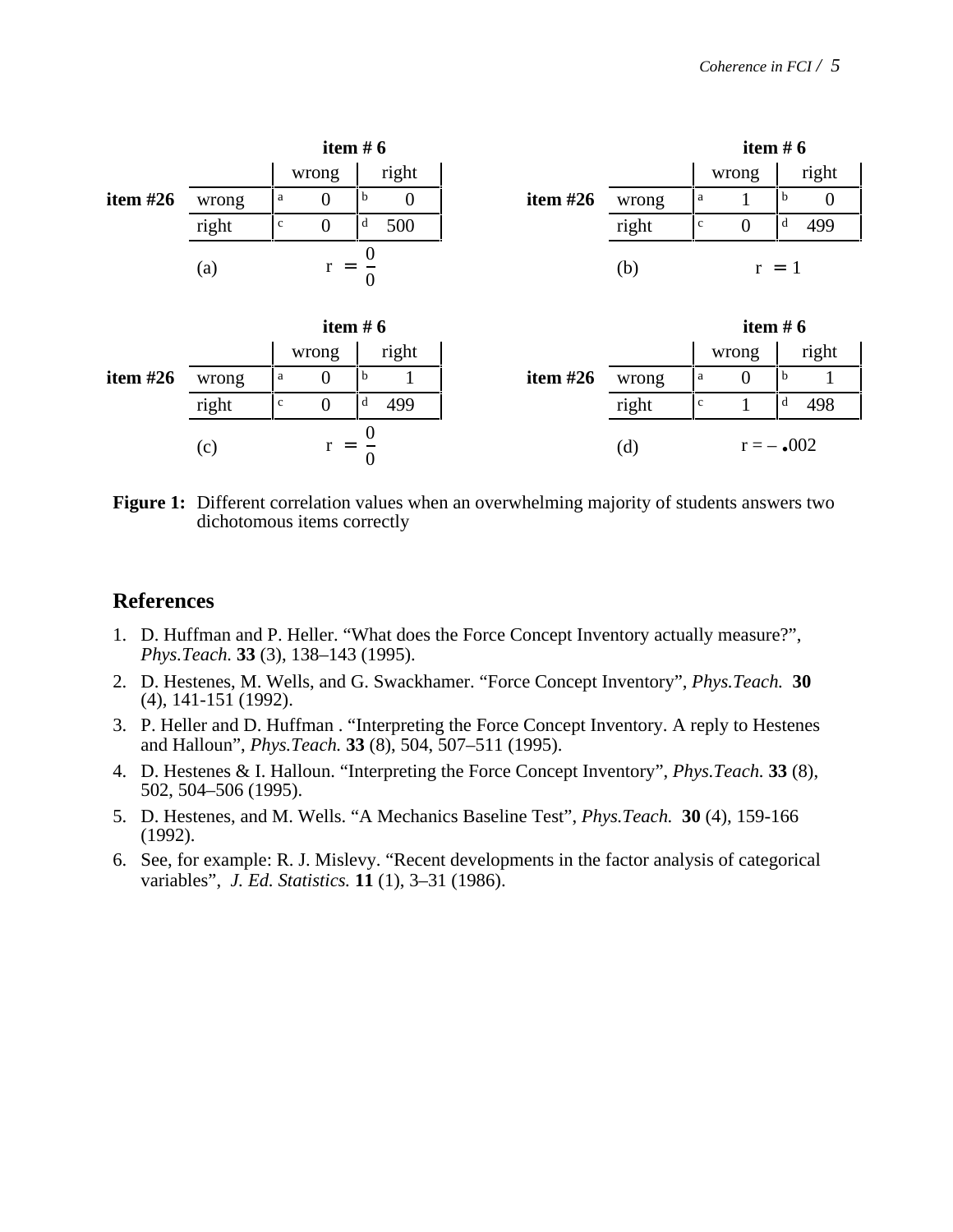**item # 6**

| | | wrong | right |
|---|---|---|---|
| **item #26** | wrong | a 0 | b 0 |
| | right | c 0 | d 500 |

(a) $r = \frac{0}{0}$

**item # 6**

| | | wrong | right |
|---|---|---|---|
| **item #26** | wrong | a 1 | b 0 |
| | right | c 0 | d 499 |

(b) $r = 1$

**item # 6**

| | | wrong | right |
|---|---|---|---|
| **item #26** | wrong | a 0 | b 1 |
| | right | c 0 | d 499 |

(c) $r = \frac{0}{0}$

**item # 6**

| | | wrong | right |
|---|---|---|---|
| **item #26** | wrong | a 0 | b 1 |
| | right | c 1 | d 498 |

(d) $r = -.002$

**Figure 1:** Different correlation values when an overwhelming majority of students answers two dichotomous items correctly

## References

1. D. Huffman and P. Heller. "What does the Force Concept Inventory actually measure?", *Phys.Teach.* **33** (3), 138–143 (1995).
2. D. Hestenes, M. Wells, and G. Swackhamer. "Force Concept Inventory", *Phys.Teach.* **30** (4), 141-151 (1992).
3. P. Heller and D. Huffman . "Interpreting the Force Concept Inventory. A reply to Hestenes and Halloun", *Phys.Teach.* **33** (8), 504, 507–511 (1995).
4. D. Hestenes & I. Halloun. "Interpreting the Force Concept Inventory", *Phys.Teach.* **33** (8), 502, 504–506 (1995).
5. D. Hestenes, and M. Wells. "A Mechanics Baseline Test", *Phys.Teach.* **30** (4), 159-166 (1992).
6. See, for example: R. J. Mislevy. "Recent developments in the factor analysis of categorical variables", *J. Ed. Statistics.* **11** (1), 3–31 (1986).